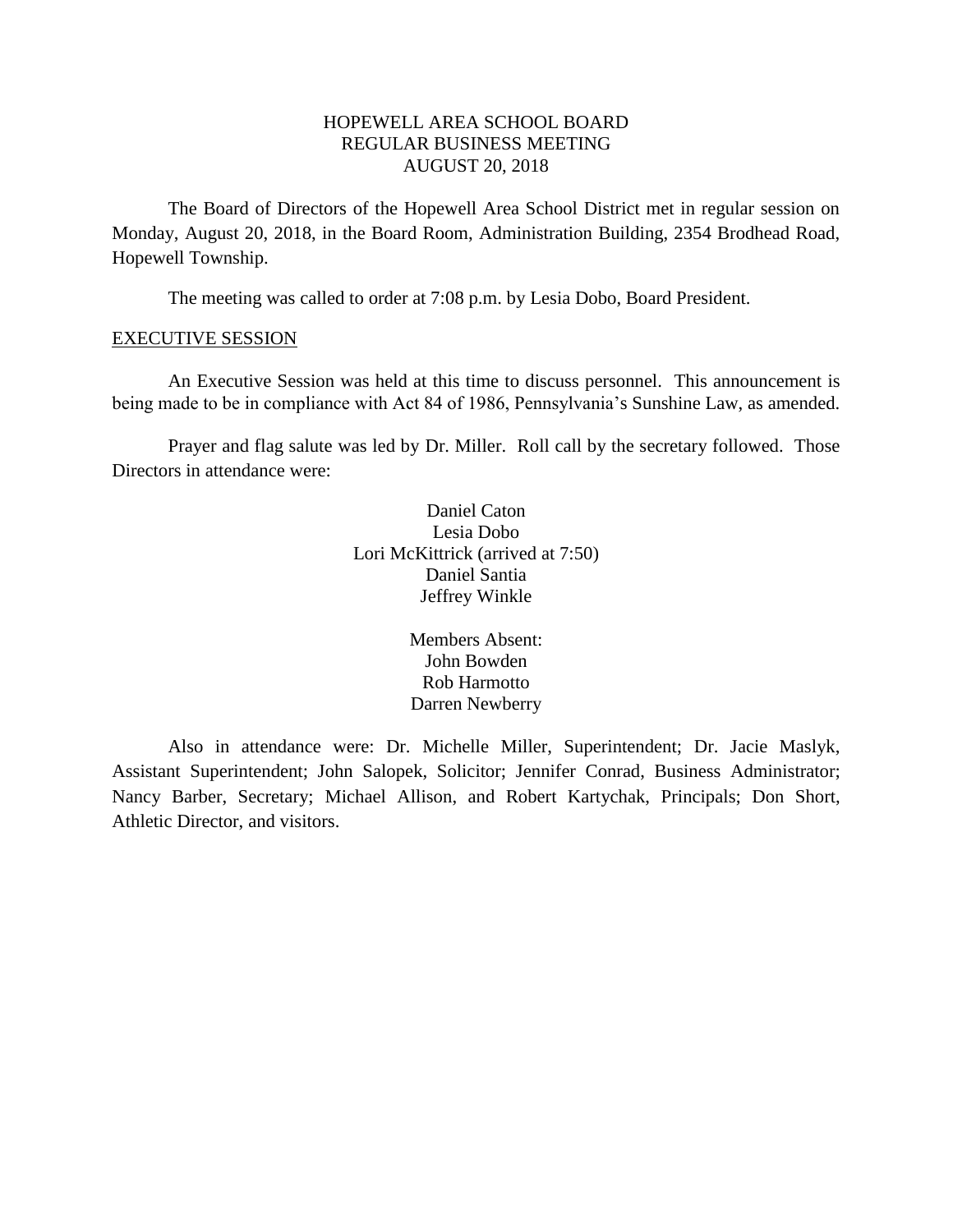# HOPEWELL AREA SCHOOL BOARD
## REGULAR BUSINESS MEETING
## AUGUST 20, 2018

The Board of Directors of the Hopewell Area School District met in regular session on Monday, August 20, 2018, in the Board Room, Administration Building, 2354 Brodhead Road, Hopewell Township.

The meeting was called to order at 7:08 p.m. by Lesia Dobo, Board President.

## EXECUTIVE SESSION

An Executive Session was held at this time to discuss personnel. This announcement is being made to be in compliance with Act 84 of 1986, Pennsylvania's Sunshine Law, as amended.

Prayer and flag salute was led by Dr. Miller. Roll call by the secretary followed. Those Directors in attendance were:

Daniel Caton
Lesia Dobo
Lori McKittrick (arrived at 7:50)
Daniel Santia
Jeffrey Winkle

Members Absent:
John Bowden
Rob Harmotto
Darren Newberry

Also in attendance were: Dr. Michelle Miller, Superintendent; Dr. Jacie Maslyk, Assistant Superintendent; John Salopek, Solicitor; Jennifer Conrad, Business Administrator; Nancy Barber, Secretary; Michael Allison, and Robert Kartychak, Principals; Don Short, Athletic Director, and visitors.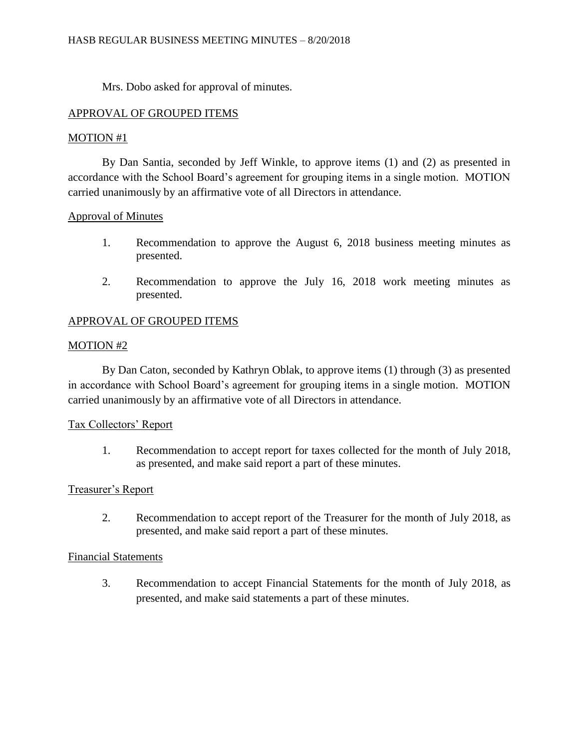Mrs. Dobo asked for approval of minutes.

## APPROVAL OF GROUPED ITEMS

### MOTION #1

By Dan Santia, seconded by Jeff Winkle, to approve items (1) and (2) as presented in accordance with the School Board's agreement for grouping items in a single motion. MOTION carried unanimously by an affirmative vote of all Directors in attendance.

### Approval of Minutes

1. Recommendation to approve the August 6, 2018 business meeting minutes as presented.

2. Recommendation to approve the July 16, 2018 work meeting minutes as presented.

## APPROVAL OF GROUPED ITEMS

### MOTION #2

By Dan Caton, seconded by Kathryn Oblak, to approve items (1) through (3) as presented in accordance with School Board's agreement for grouping items in a single motion. MOTION carried unanimously by an affirmative vote of all Directors in attendance.

### Tax Collectors' Report

1. Recommendation to accept report for taxes collected for the month of July 2018, as presented, and make said report a part of these minutes.

### Treasurer's Report

2. Recommendation to accept report of the Treasurer for the month of July 2018, as presented, and make said report a part of these minutes.

### Financial Statements

3. Recommendation to accept Financial Statements for the month of July 2018, as presented, and make said statements a part of these minutes.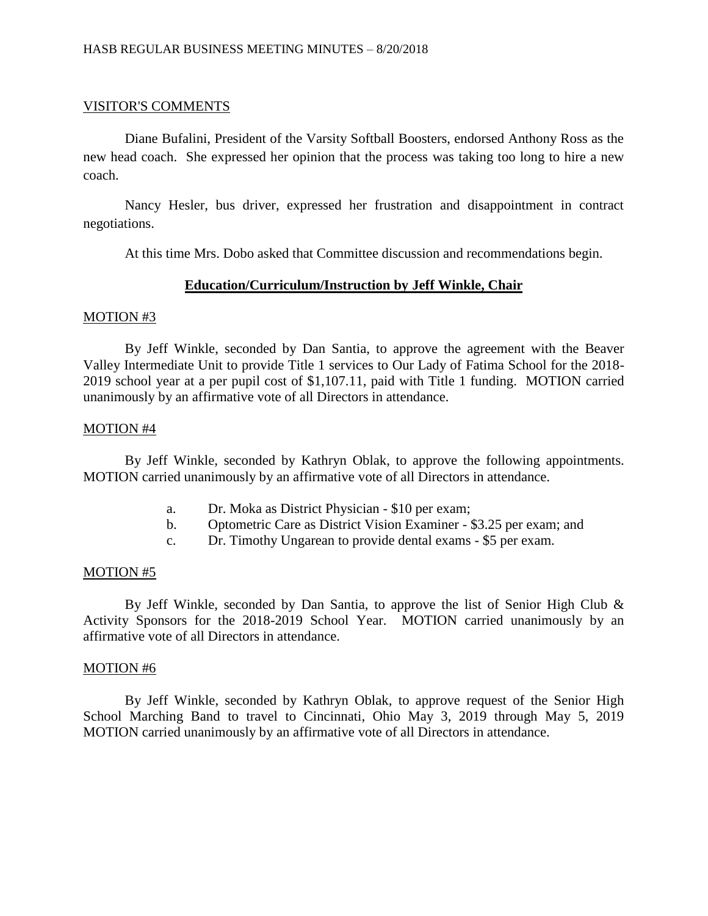VISITOR'S COMMENTS

Diane Bufalini, President of the Varsity Softball Boosters, endorsed Anthony Ross as the new head coach. She expressed her opinion that the process was taking too long to hire a new coach.

Nancy Hesler, bus driver, expressed her frustration and disappointment in contract negotiations.

At this time Mrs. Dobo asked that Committee discussion and recommendations begin.

## Education/Curriculum/Instruction by Jeff Winkle, Chair

MOTION #3

By Jeff Winkle, seconded by Dan Santia, to approve the agreement with the Beaver Valley Intermediate Unit to provide Title 1 services to Our Lady of Fatima School for the 2018-2019 school year at a per pupil cost of $1,107.11, paid with Title 1 funding. MOTION carried unanimously by an affirmative vote of all Directors in attendance.

MOTION #4

By Jeff Winkle, seconded by Kathryn Oblak, to approve the following appointments. MOTION carried unanimously by an affirmative vote of all Directors in attendance.

a. Dr. Moka as District Physician - $10 per exam;
b. Optometric Care as District Vision Examiner - $3.25 per exam; and
c. Dr. Timothy Ungarean to provide dental exams - $5 per exam.

MOTION #5

By Jeff Winkle, seconded by Dan Santia, to approve the list of Senior High Club & Activity Sponsors for the 2018-2019 School Year. MOTION carried unanimously by an affirmative vote of all Directors in attendance.

MOTION #6

By Jeff Winkle, seconded by Kathryn Oblak, to approve request of the Senior High School Marching Band to travel to Cincinnati, Ohio May 3, 2019 through May 5, 2019 MOTION carried unanimously by an affirmative vote of all Directors in attendance.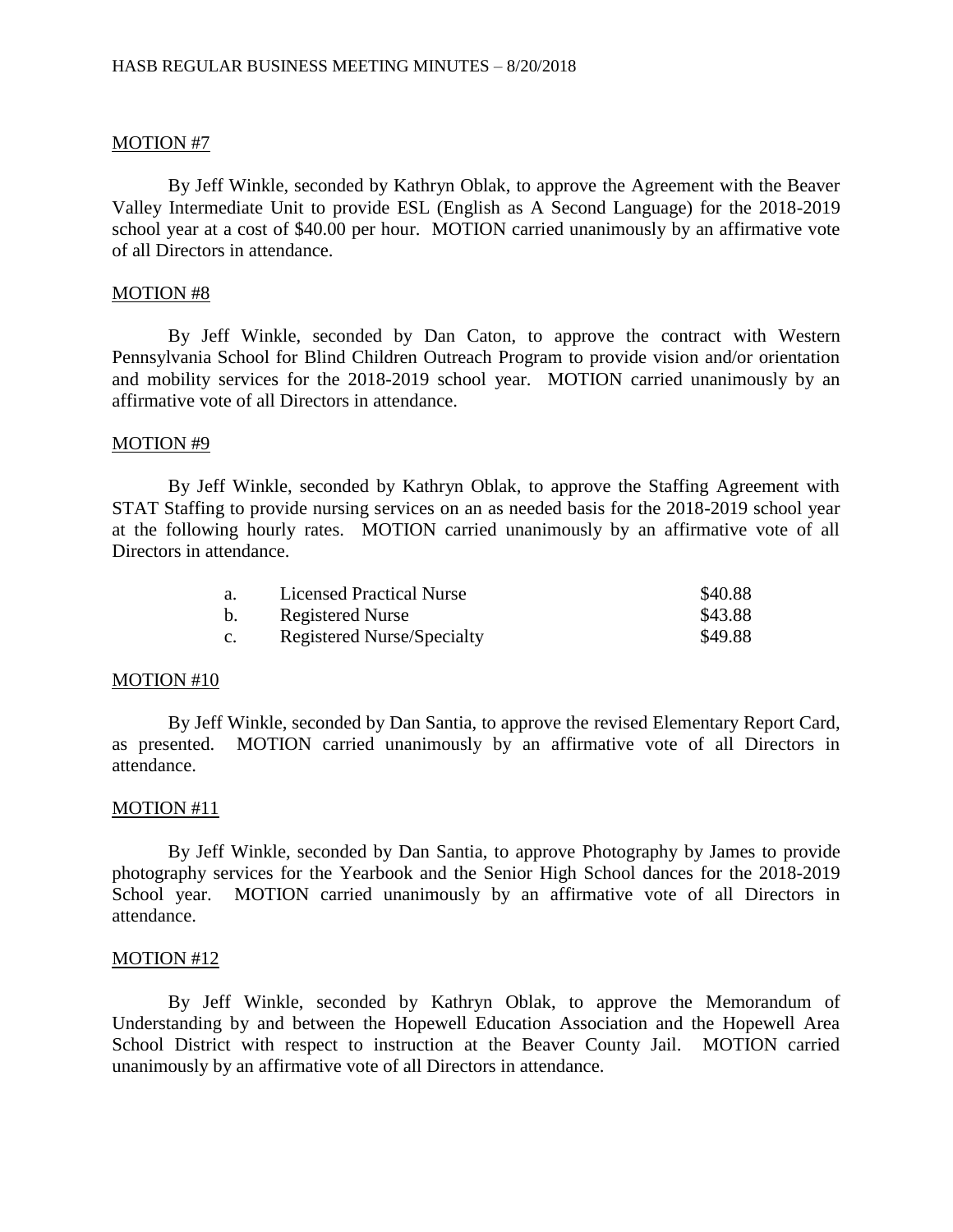MOTION #7

By Jeff Winkle, seconded by Kathryn Oblak, to approve the Agreement with the Beaver Valley Intermediate Unit to provide ESL (English as A Second Language) for the 2018-2019 school year at a cost of $40.00 per hour. MOTION carried unanimously by an affirmative vote of all Directors in attendance.

MOTION #8

By Jeff Winkle, seconded by Dan Caton, to approve the contract with Western Pennsylvania School for Blind Children Outreach Program to provide vision and/or orientation and mobility services for the 2018-2019 school year. MOTION carried unanimously by an affirmative vote of all Directors in attendance.

MOTION #9

By Jeff Winkle, seconded by Kathryn Oblak, to approve the Staffing Agreement with STAT Staffing to provide nursing services on an as needed basis for the 2018-2019 school year at the following hourly rates. MOTION carried unanimously by an affirmative vote of all Directors in attendance.

| | | |
|---|---|---|
| a. | Licensed Practical Nurse | $40.88 |
| b. | Registered Nurse | $43.88 |
| c. | Registered Nurse/Specialty | $49.88 |

MOTION #10

By Jeff Winkle, seconded by Dan Santia, to approve the revised Elementary Report Card, as presented. MOTION carried unanimously by an affirmative vote of all Directors in attendance.

MOTION #11

By Jeff Winkle, seconded by Dan Santia, to approve Photography by James to provide photography services for the Yearbook and the Senior High School dances for the 2018-2019 School year. MOTION carried unanimously by an affirmative vote of all Directors in attendance.

MOTION #12

By Jeff Winkle, seconded by Kathryn Oblak, to approve the Memorandum of Understanding by and between the Hopewell Education Association and the Hopewell Area School District with respect to instruction at the Beaver County Jail. MOTION carried unanimously by an affirmative vote of all Directors in attendance.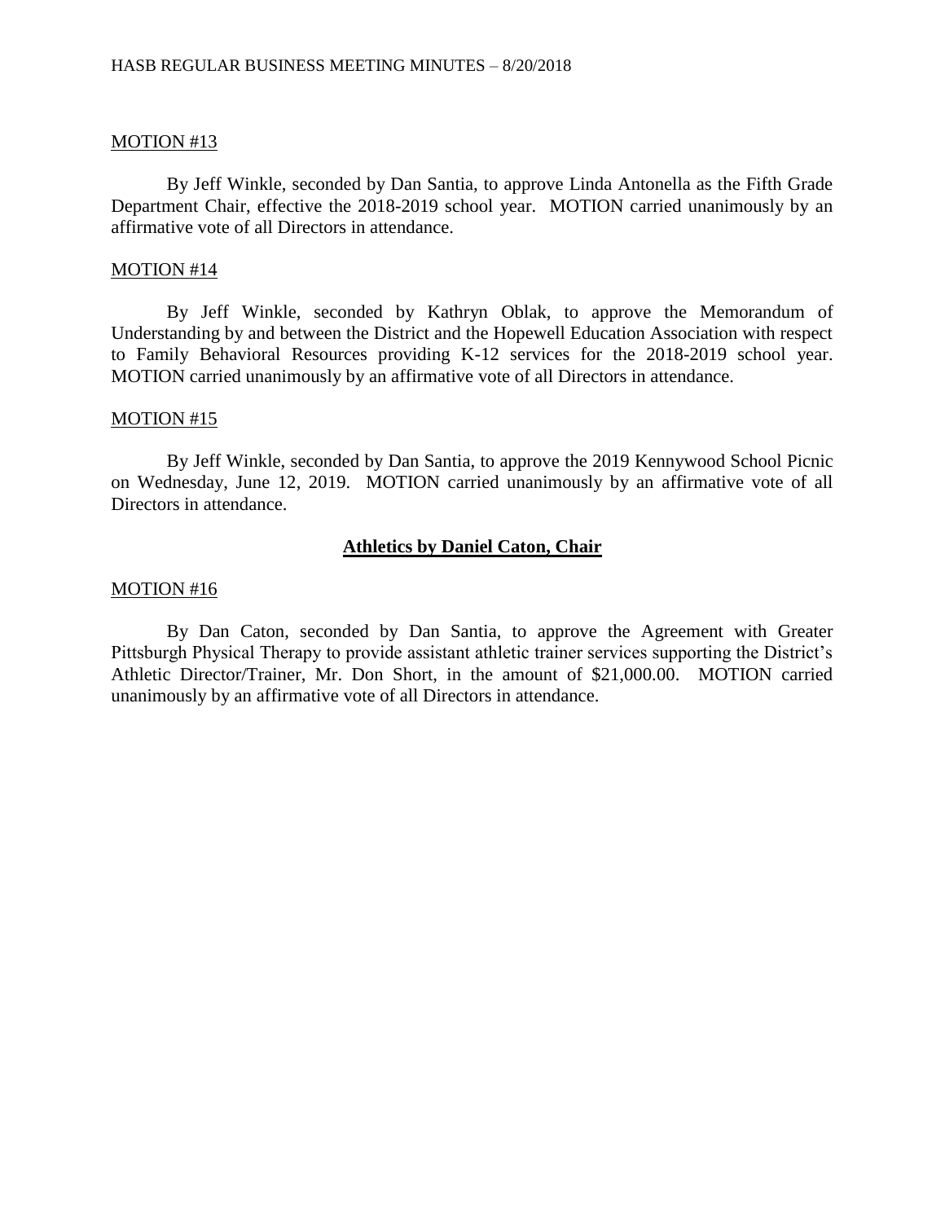MOTION #13

By Jeff Winkle, seconded by Dan Santia, to approve Linda Antonella as the Fifth Grade Department Chair, effective the 2018-2019 school year. MOTION carried unanimously by an affirmative vote of all Directors in attendance.

MOTION #14

By Jeff Winkle, seconded by Kathryn Oblak, to approve the Memorandum of Understanding by and between the District and the Hopewell Education Association with respect to Family Behavioral Resources providing K-12 services for the 2018-2019 school year. MOTION carried unanimously by an affirmative vote of all Directors in attendance.

MOTION #15

By Jeff Winkle, seconded by Dan Santia, to approve the 2019 Kennywood School Picnic on Wednesday, June 12, 2019. MOTION carried unanimously by an affirmative vote of all Directors in attendance.

## Athletics by Daniel Caton, Chair

MOTION #16

By Dan Caton, seconded by Dan Santia, to approve the Agreement with Greater Pittsburgh Physical Therapy to provide assistant athletic trainer services supporting the District's Athletic Director/Trainer, Mr. Don Short, in the amount of $21,000.00. MOTION carried unanimously by an affirmative vote of all Directors in attendance.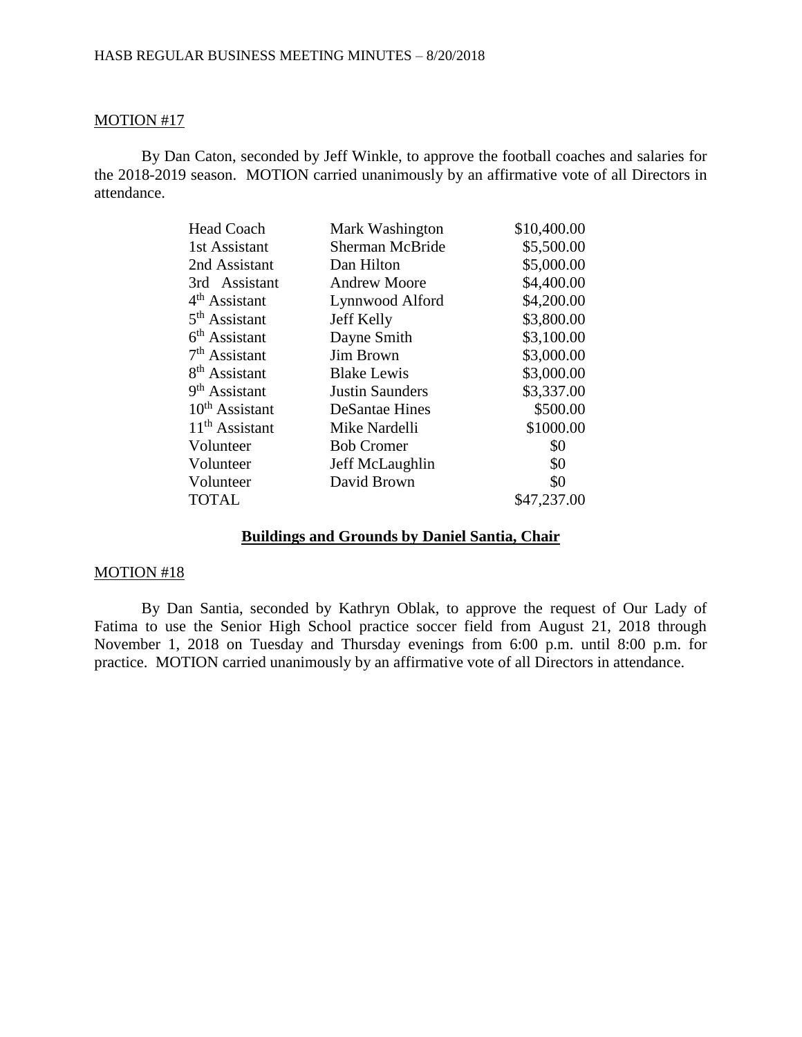MOTION #17

By Dan Caton, seconded by Jeff Winkle, to approve the football coaches and salaries for the 2018-2019 season. MOTION carried unanimously by an affirmative vote of all Directors in attendance.

| | | |
|---|---|---|
| Head Coach | Mark Washington | \$10,400.00 |
| 1st Assistant | Sherman McBride | \$5,500.00 |
| 2nd Assistant | Dan Hilton | \$5,000.00 |
| 3rd Assistant | Andrew Moore | \$4,400.00 |
| 4th Assistant | Lynnwood Alford | \$4,200.00 |
| 5th Assistant | Jeff Kelly | \$3,800.00 |
| 6th Assistant | Dayne Smith | \$3,100.00 |
| 7th Assistant | Jim Brown | \$3,000.00 |
| 8th Assistant | Blake Lewis | \$3,000.00 |
| 9th Assistant | Justin Saunders | \$3,337.00 |
| 10th Assistant | DeSantae Hines | \$500.00 |
| 11th Assistant | Mike Nardelli | \$1000.00 |
| Volunteer | Bob Cromer | \$0 |
| Volunteer | Jeff McLaughlin | \$0 |
| Volunteer | David Brown | \$0 |
| TOTAL | | \$47,237.00 |

**Buildings and Grounds by Daniel Santia, Chair**

MOTION #18

By Dan Santia, seconded by Kathryn Oblak, to approve the request of Our Lady of Fatima to use the Senior High School practice soccer field from August 21, 2018 through November 1, 2018 on Tuesday and Thursday evenings from 6:00 p.m. until 8:00 p.m. for practice. MOTION carried unanimously by an affirmative vote of all Directors in attendance.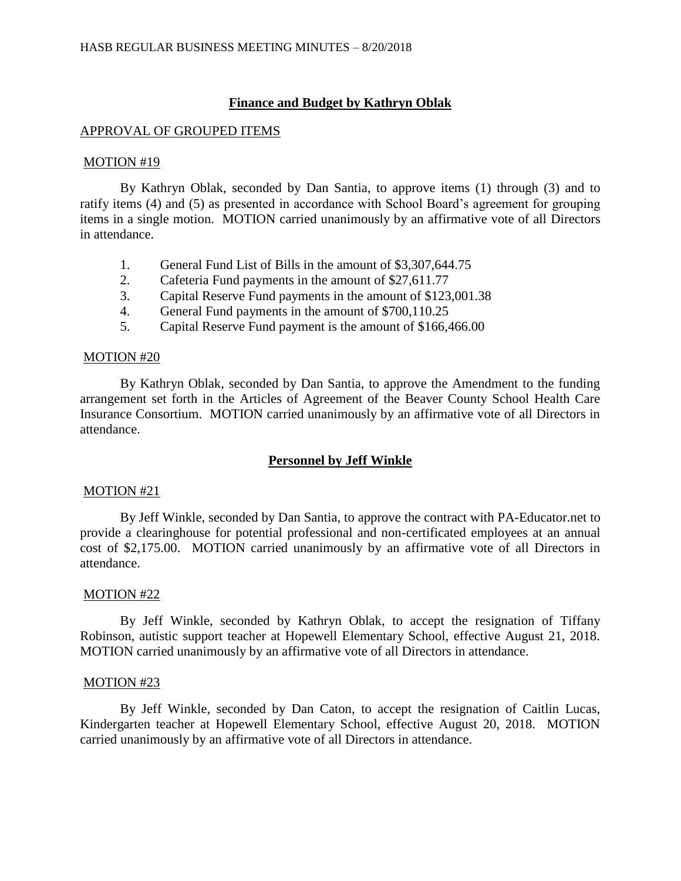## Finance and Budget by Kathryn Oblak

APPROVAL OF GROUPED ITEMS

MOTION #19

By Kathryn Oblak, seconded by Dan Santia, to approve items (1) through (3) and to ratify items (4) and (5) as presented in accordance with School Board's agreement for grouping items in a single motion. MOTION carried unanimously by an affirmative vote of all Directors in attendance.

1. General Fund List of Bills in the amount of $3,307,644.75
2. Cafeteria Fund payments in the amount of $27,611.77
3. Capital Reserve Fund payments in the amount of $123,001.38
4. General Fund payments in the amount of $700,110.25
5. Capital Reserve Fund payment is the amount of $166,466.00

MOTION #20

By Kathryn Oblak, seconded by Dan Santia, to approve the Amendment to the funding arrangement set forth in the Articles of Agreement of the Beaver County School Health Care Insurance Consortium. MOTION carried unanimously by an affirmative vote of all Directors in attendance.

## Personnel by Jeff Winkle

MOTION #21

By Jeff Winkle, seconded by Dan Santia, to approve the contract with PA-Educator.net to provide a clearinghouse for potential professional and non-certificated employees at an annual cost of $2,175.00. MOTION carried unanimously by an affirmative vote of all Directors in attendance.

MOTION #22

By Jeff Winkle, seconded by Kathryn Oblak, to accept the resignation of Tiffany Robinson, autistic support teacher at Hopewell Elementary School, effective August 21, 2018. MOTION carried unanimously by an affirmative vote of all Directors in attendance.

MOTION #23

By Jeff Winkle, seconded by Dan Caton, to accept the resignation of Caitlin Lucas, Kindergarten teacher at Hopewell Elementary School, effective August 20, 2018. MOTION carried unanimously by an affirmative vote of all Directors in attendance.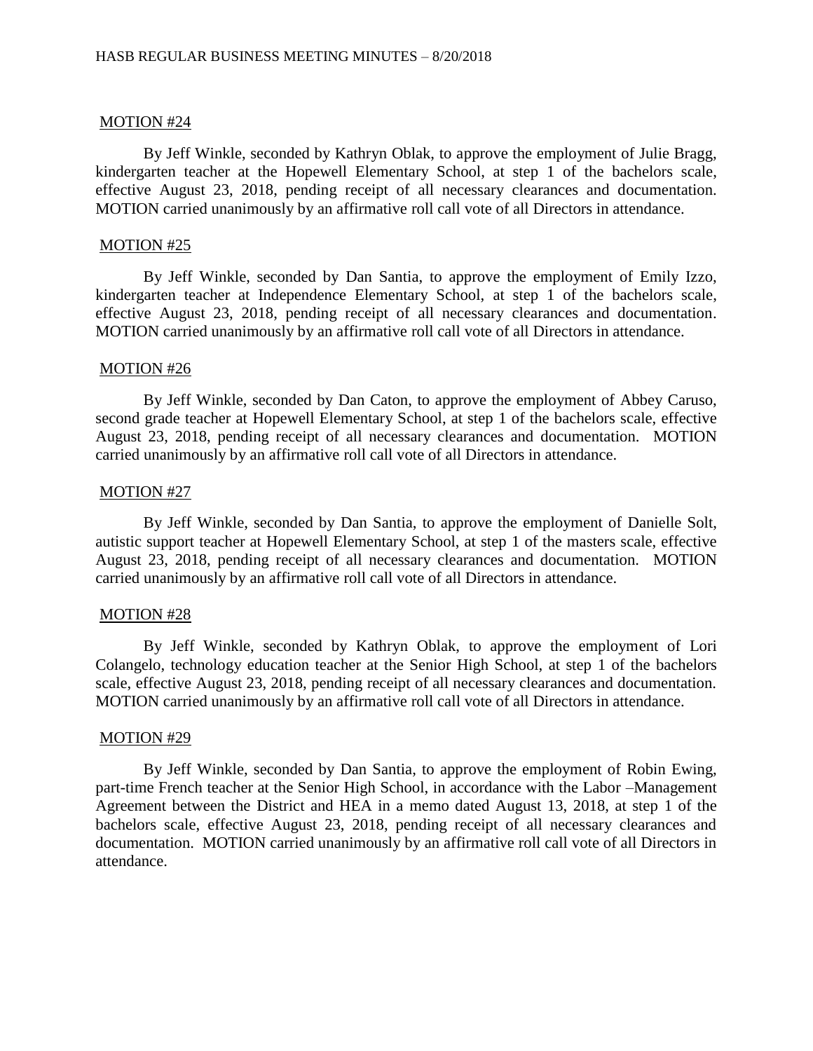MOTION #24

By Jeff Winkle, seconded by Kathryn Oblak, to approve the employment of Julie Bragg, kindergarten teacher at the Hopewell Elementary School, at step 1 of the bachelors scale, effective August 23, 2018, pending receipt of all necessary clearances and documentation. MOTION carried unanimously by an affirmative roll call vote of all Directors in attendance.

MOTION #25

By Jeff Winkle, seconded by Dan Santia, to approve the employment of Emily Izzo, kindergarten teacher at Independence Elementary School, at step 1 of the bachelors scale, effective August 23, 2018, pending receipt of all necessary clearances and documentation. MOTION carried unanimously by an affirmative roll call vote of all Directors in attendance.

MOTION #26

By Jeff Winkle, seconded by Dan Caton, to approve the employment of Abbey Caruso, second grade teacher at Hopewell Elementary School, at step 1 of the bachelors scale, effective August 23, 2018, pending receipt of all necessary clearances and documentation. MOTION carried unanimously by an affirmative roll call vote of all Directors in attendance.

MOTION #27

By Jeff Winkle, seconded by Dan Santia, to approve the employment of Danielle Solt, autistic support teacher at Hopewell Elementary School, at step 1 of the masters scale, effective August 23, 2018, pending receipt of all necessary clearances and documentation. MOTION carried unanimously by an affirmative roll call vote of all Directors in attendance.

MOTION #28

By Jeff Winkle, seconded by Kathryn Oblak, to approve the employment of Lori Colangelo, technology education teacher at the Senior High School, at step 1 of the bachelors scale, effective August 23, 2018, pending receipt of all necessary clearances and documentation. MOTION carried unanimously by an affirmative roll call vote of all Directors in attendance.

MOTION #29

By Jeff Winkle, seconded by Dan Santia, to approve the employment of Robin Ewing, part-time French teacher at the Senior High School, in accordance with the Labor –Management Agreement between the District and HEA in a memo dated August 13, 2018, at step 1 of the bachelors scale, effective August 23, 2018, pending receipt of all necessary clearances and documentation. MOTION carried unanimously by an affirmative roll call vote of all Directors in attendance.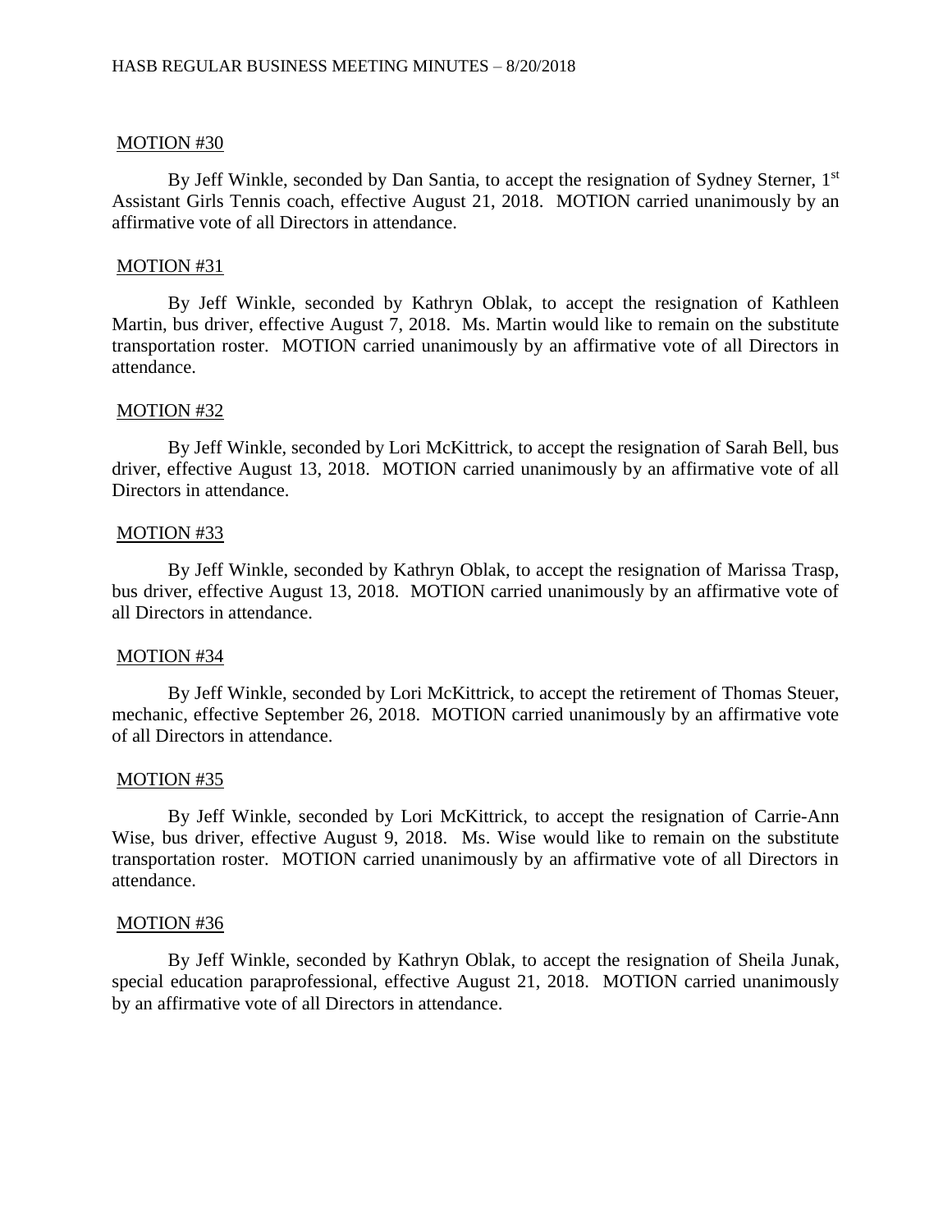MOTION #30

By Jeff Winkle, seconded by Dan Santia, to accept the resignation of Sydney Sterner, 1st Assistant Girls Tennis coach, effective August 21, 2018. MOTION carried unanimously by an affirmative vote of all Directors in attendance.

MOTION #31

By Jeff Winkle, seconded by Kathryn Oblak, to accept the resignation of Kathleen Martin, bus driver, effective August 7, 2018. Ms. Martin would like to remain on the substitute transportation roster. MOTION carried unanimously by an affirmative vote of all Directors in attendance.

MOTION #32

By Jeff Winkle, seconded by Lori McKittrick, to accept the resignation of Sarah Bell, bus driver, effective August 13, 2018. MOTION carried unanimously by an affirmative vote of all Directors in attendance.

MOTION #33

By Jeff Winkle, seconded by Kathryn Oblak, to accept the resignation of Marissa Trasp, bus driver, effective August 13, 2018. MOTION carried unanimously by an affirmative vote of all Directors in attendance.

MOTION #34

By Jeff Winkle, seconded by Lori McKittrick, to accept the retirement of Thomas Steuer, mechanic, effective September 26, 2018. MOTION carried unanimously by an affirmative vote of all Directors in attendance.

MOTION #35

By Jeff Winkle, seconded by Lori McKittrick, to accept the resignation of Carrie-Ann Wise, bus driver, effective August 9, 2018. Ms. Wise would like to remain on the substitute transportation roster. MOTION carried unanimously by an affirmative vote of all Directors in attendance.

MOTION #36

By Jeff Winkle, seconded by Kathryn Oblak, to accept the resignation of Sheila Junak, special education paraprofessional, effective August 21, 2018. MOTION carried unanimously by an affirmative vote of all Directors in attendance.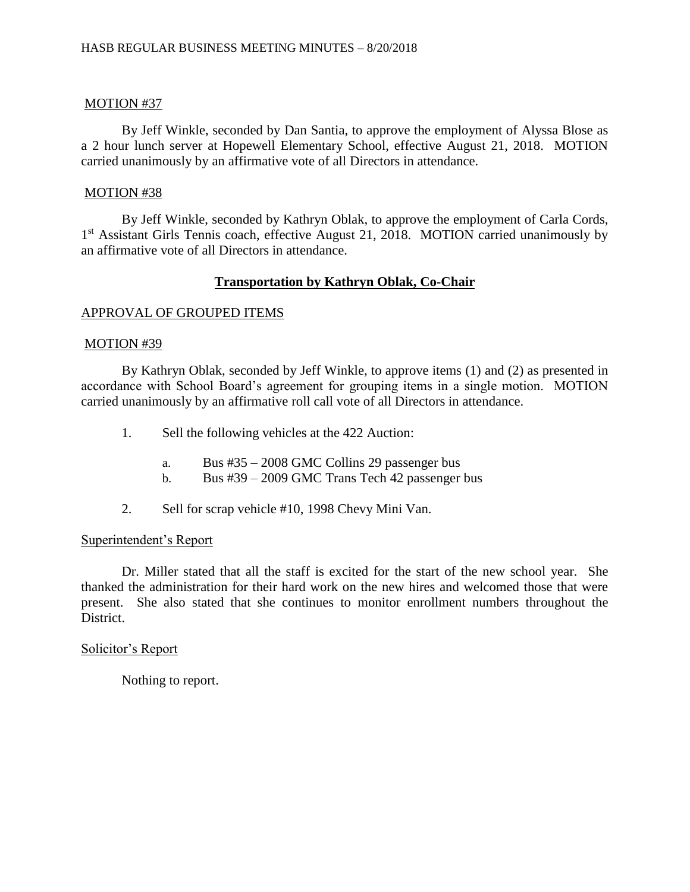MOTION #37

By Jeff Winkle, seconded by Dan Santia, to approve the employment of Alyssa Blose as a 2 hour lunch server at Hopewell Elementary School, effective August 21, 2018. MOTION carried unanimously by an affirmative vote of all Directors in attendance.

MOTION #38

By Jeff Winkle, seconded by Kathryn Oblak, to approve the employment of Carla Cords, 1st Assistant Girls Tennis coach, effective August 21, 2018. MOTION carried unanimously by an affirmative vote of all Directors in attendance.

## Transportation by Kathryn Oblak, Co-Chair

APPROVAL OF GROUPED ITEMS

MOTION #39

By Kathryn Oblak, seconded by Jeff Winkle, to approve items (1) and (2) as presented in accordance with School Board's agreement for grouping items in a single motion. MOTION carried unanimously by an affirmative roll call vote of all Directors in attendance.

1. Sell the following vehicles at the 422 Auction:
   a. Bus #35 – 2008 GMC Collins 29 passenger bus
   b. Bus #39 – 2009 GMC Trans Tech 42 passenger bus
2. Sell for scrap vehicle #10, 1998 Chevy Mini Van.

Superintendent's Report

Dr. Miller stated that all the staff is excited for the start of the new school year. She thanked the administration for their hard work on the new hires and welcomed those that were present. She also stated that she continues to monitor enrollment numbers throughout the District.

Solicitor's Report

Nothing to report.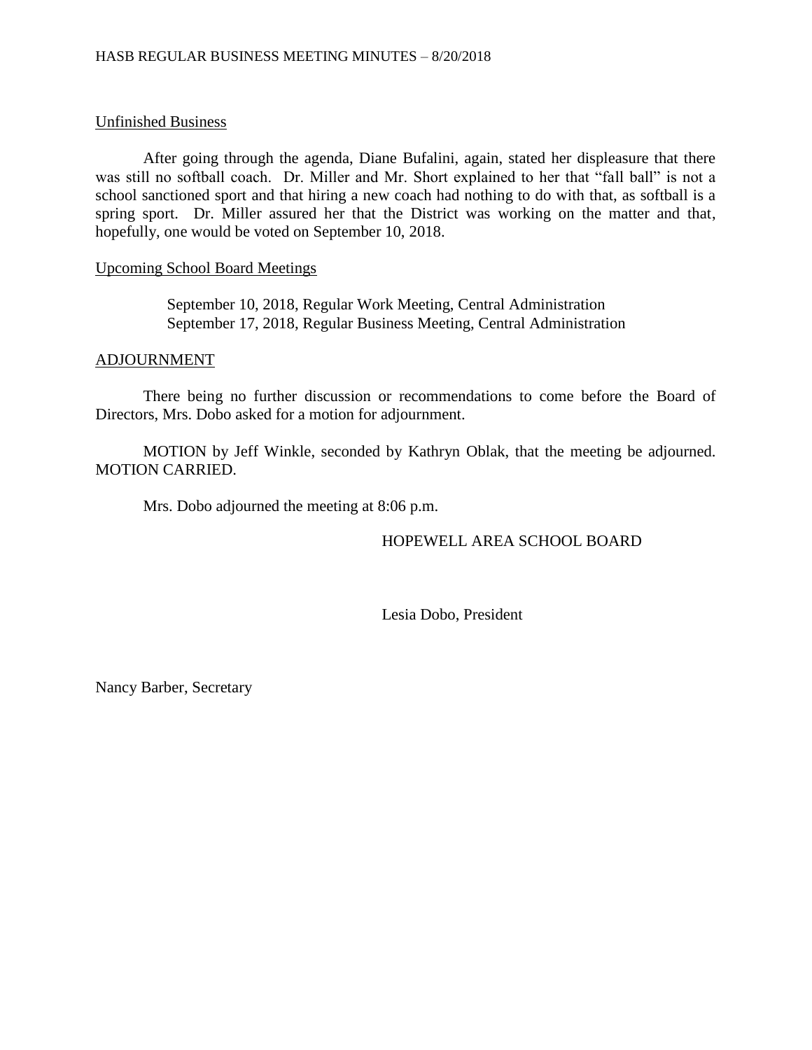## Unfinished Business

After going through the agenda, Diane Bufalini, again, stated her displeasure that there was still no softball coach. Dr. Miller and Mr. Short explained to her that "fall ball" is not a school sanctioned sport and that hiring a new coach had nothing to do with that, as softball is a spring sport. Dr. Miller assured her that the District was working on the matter and that, hopefully, one would be voted on September 10, 2018.

## Upcoming School Board Meetings

September 10, 2018, Regular Work Meeting, Central Administration
September 17, 2018, Regular Business Meeting, Central Administration

## ADJOURNMENT

There being no further discussion or recommendations to come before the Board of Directors, Mrs. Dobo asked for a motion for adjournment.

MOTION by Jeff Winkle, seconded by Kathryn Oblak, that the meeting be adjourned. MOTION CARRIED.

Mrs. Dobo adjourned the meeting at 8:06 p.m.

HOPEWELL AREA SCHOOL BOARD

Lesia Dobo, President

Nancy Barber, Secretary